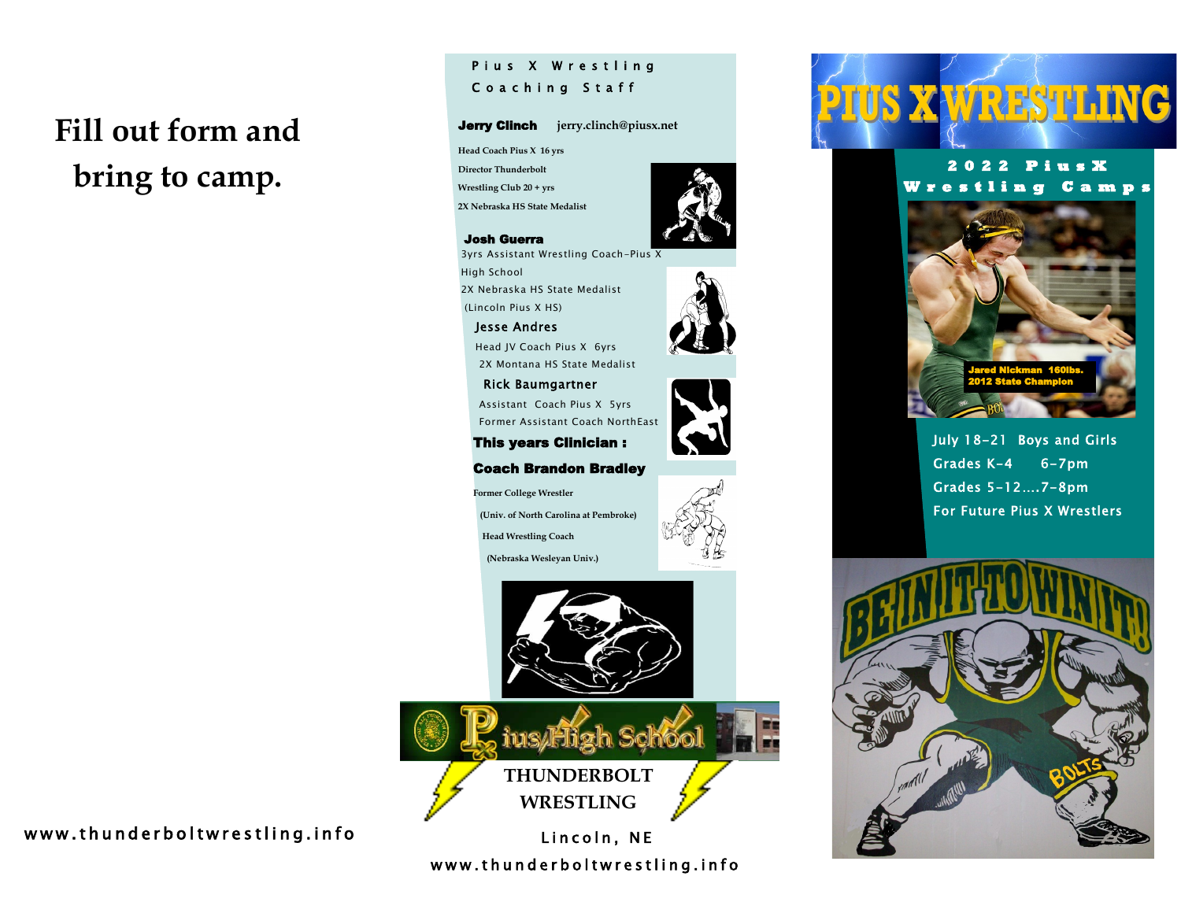# Fill out form and bring to camp.

www.thunderboltwrestling.info

## Pius X Wrestling Coaching Staff

**Jerry Clinch** jerry.clinch@piusx.net

Head Coach Pius X 16 yrs

Director Thunderbolt Wrestling Club 20 + yrs

2X Nebraska HS State Medalist

**Josh Guerra**

3yrs Assistant Wrestling Coach-Pius X High School

2X Nebraska HS State Medalist (Lincoln Pius X HS)

**Jesse Andres**

Head JV Coach Pius X 6yrs

2X Montana HS State Medalist

**Rick Baumgartner**

Assistant Coach Pius X 5yrs

Former Assistant Coach NorthEast

**This years Clinician :**

**Coach Brandon Bradley**

Former College Wrestler

(Univ. of North Carolina at Pembroke)

Head Wrestling Coach

(Nebraska Wesleyan Univ.)

Pius High School

THUNDERBOLT WRESTLING

Lincoln, NE

www.thunderboltwrestling.info

# PIUS X WRESTLING

## 2022 Pius X Wrestling Camps

Jared Nickman 160lbs. 2012 State Champion

July 18-21 Boys and Girls

Grades K-4 6-7pm

Grades 5-12....7-8pm

For Future Pius X Wrestlers

BE IN IT TO WIN IT!

BOLTS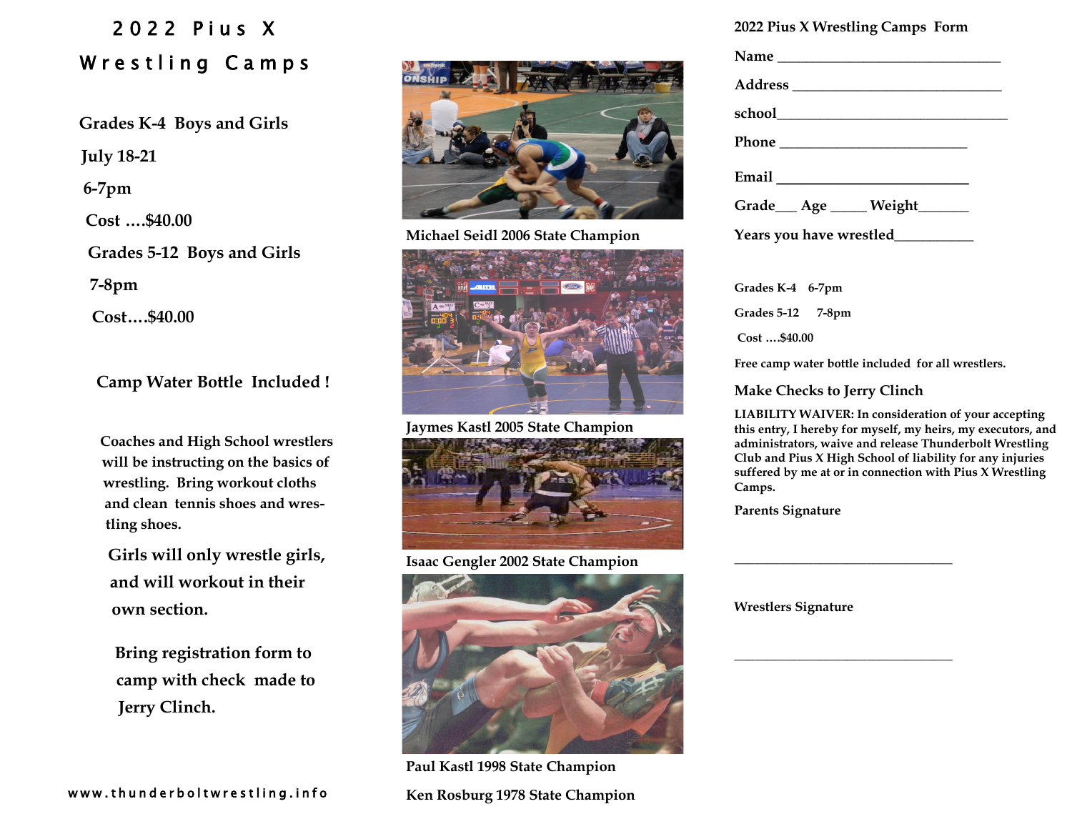# 2022 Pius X Wrestling Camps

Grades K-4 Boys and Girls

July 18-21

6-7pm

Cost ….$40.00

Grades 5-12 Boys and Girls

7-8pm

Cost….$40.00

**Camp Water Bottle Included !**

Coaches and High School wrestlers will be instructing on the basics of wrestling. Bring workout cloths and clean tennis shoes and wrestling shoes.

Girls will only wrestle girls, and will workout in their own section.

Bring registration form to camp with check made to Jerry Clinch.

www.thunderboltwrestling.info

Michael Seidl 2006 State Champion

Jaymes Kastl 2005 State Champion

Isaac Gengler 2002 State Champion

Paul Kastl 1998 State Champion

Ken Rosburg 1978 State Champion

## 2022 Pius X Wrestling Camps Form

Name ______________________________

Address ____________________________

school_______________________________

Phone _________________________

Email _________________________

Grade___ Age _____ Weight_______

Years you have wrestled__________

Grades K-4 6-7pm

Grades 5-12 7-8pm

Cost ….$40.00

Free camp water bottle included for all wrestlers.

**Make Checks to Jerry Clinch**

LIABILITY WAIVER: In consideration of your accepting this entry, I hereby for myself, my heirs, my executors, and administrators, waive and release Thunderbolt Wrestling Club and Pius X High School of liability for any injuries suffered by me at or in connection with Pius X Wrestling Camps.

Parents Signature

______________________________

Wrestlers Signature

______________________________